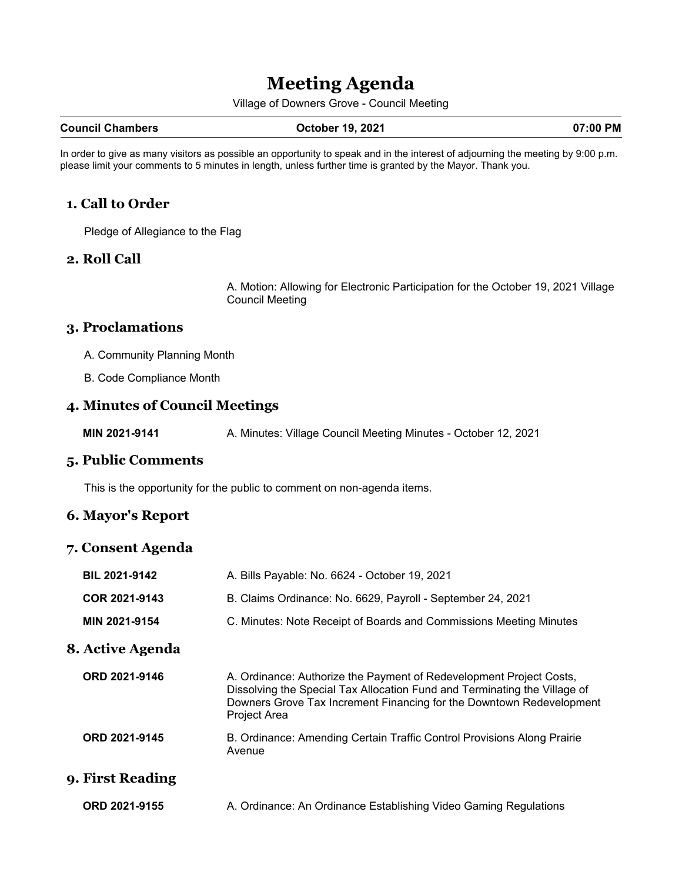# Meeting Agenda

Village of Downers Grove - Council Meeting

| **Council Chambers** | **October 19, 2021** | **07:00 PM** |
|---|---|---|

In order to give as many visitors as possible an opportunity to speak and in the interest of adjourning the meeting by 9:00 p.m. please limit your comments to 5 minutes in length, unless further time is granted by the Mayor. Thank you.

## 1. Call to Order

Pledge of Allegiance to the Flag

## 2. Roll Call

A. Motion: Allowing for Electronic Participation for the October 19, 2021 Village Council Meeting

## 3. Proclamations

A. Community Planning Month

B. Code Compliance Month

## 4. Minutes of Council Meetings

**MIN 2021-9141** A. Minutes: Village Council Meeting Minutes - October 12, 2021

## 5. Public Comments

This is the opportunity for the public to comment on non-agenda items.

## 6. Mayor's Report

## 7. Consent Agenda

**BIL 2021-9142** A. Bills Payable: No. 6624 - October 19, 2021

**COR 2021-9143** B. Claims Ordinance: No. 6629, Payroll - September 24, 2021

**MIN 2021-9154** C. Minutes: Note Receipt of Boards and Commissions Meeting Minutes

## 8. Active Agenda

**ORD 2021-9146** A. Ordinance: Authorize the Payment of Redevelopment Project Costs, Dissolving the Special Tax Allocation Fund and Terminating the Village of Downers Grove Tax Increment Financing for the Downtown Redevelopment Project Area

**ORD 2021-9145** B. Ordinance: Amending Certain Traffic Control Provisions Along Prairie Avenue

## 9. First Reading

**ORD 2021-9155** A. Ordinance: An Ordinance Establishing Video Gaming Regulations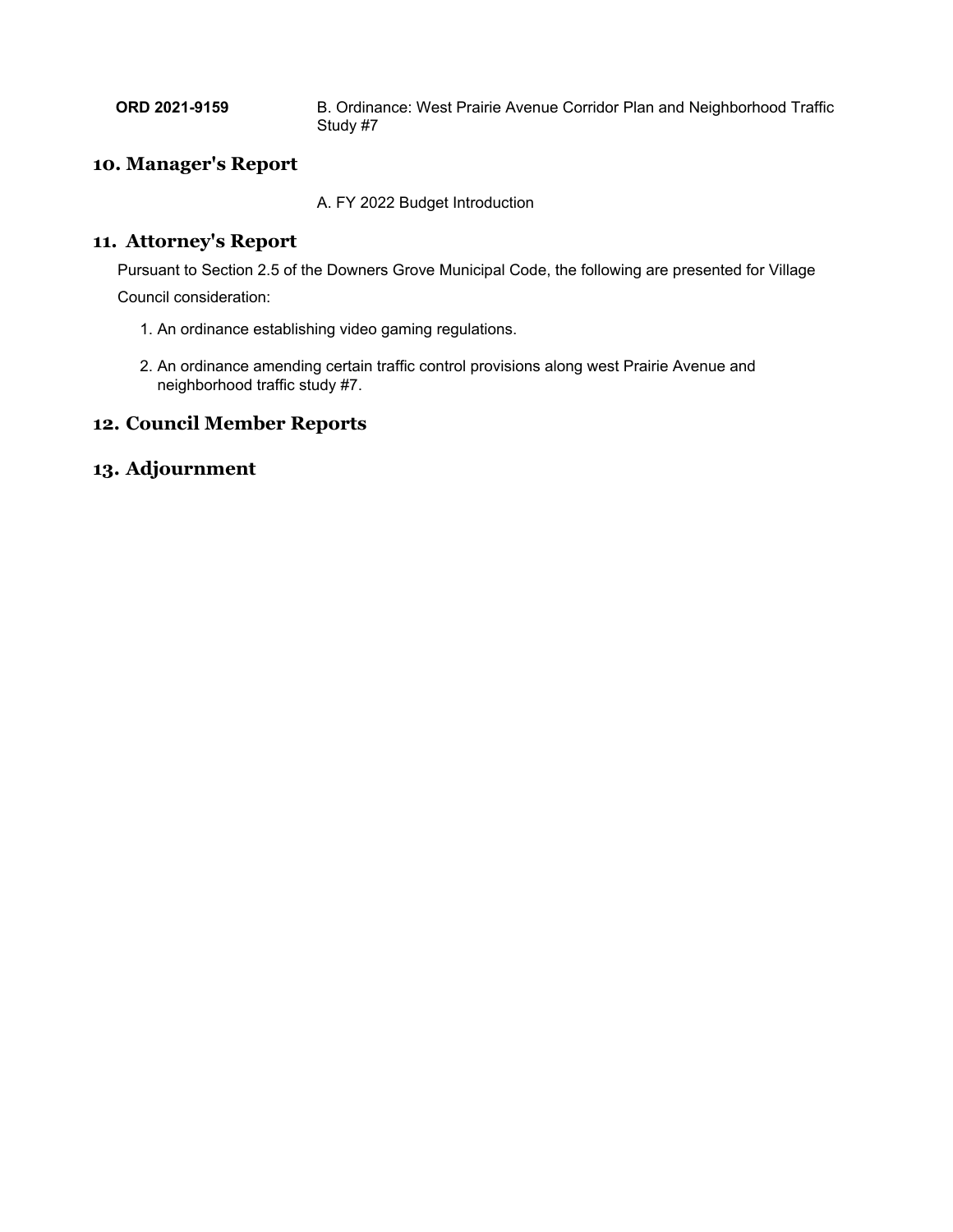**ORD 2021-9159** B. Ordinance: West Prairie Avenue Corridor Plan and Neighborhood Traffic Study #7

## 10. Manager's Report

A. FY 2022 Budget Introduction

## 11. Attorney's Report

Pursuant to Section 2.5 of the Downers Grove Municipal Code, the following are presented for Village Council consideration:

1. An ordinance establishing video gaming regulations.
2. An ordinance amending certain traffic control provisions along west Prairie Avenue and neighborhood traffic study #7.

## 12. Council Member Reports

## 13. Adjournment